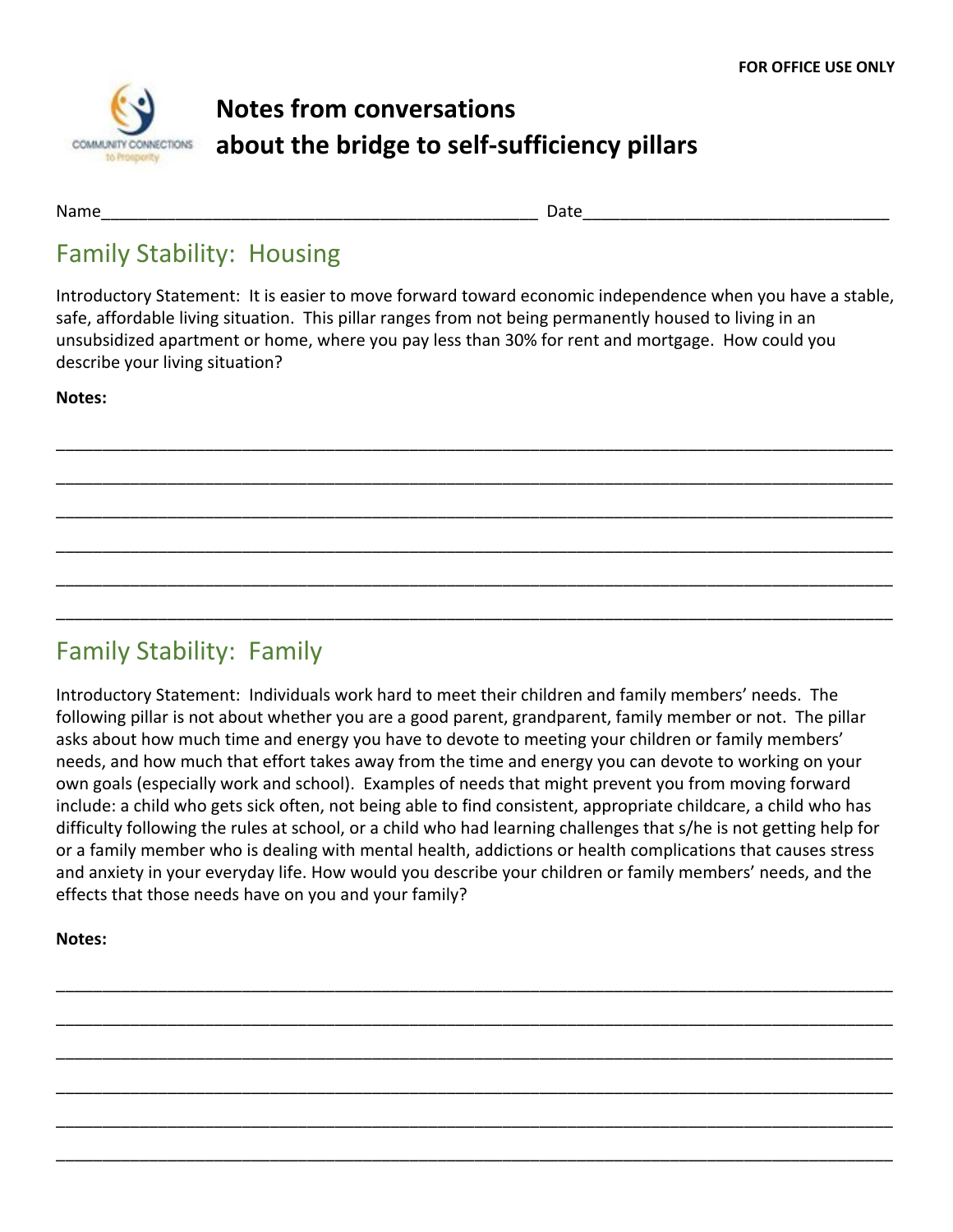FOR OFFICE USE ONLY

# Notes from conversations about the bridge to self-sufficiency pillars

Name_______________________________________________ Date_________________________________

## Family Stability: Housing

Introductory Statement: It is easier to move forward toward economic independence when you have a stable, safe, affordable living situation. This pillar ranges from not being permanently housed to living in an unsubsidized apartment or home, where you pay less than 30% for rent and mortgage. How could you describe your living situation?

**Notes:**

_____________________________________________________________________________________

_____________________________________________________________________________________

_____________________________________________________________________________________

_____________________________________________________________________________________

_____________________________________________________________________________________

_____________________________________________________________________________________

## Family Stability: Family

Introductory Statement: Individuals work hard to meet their children and family members' needs. The following pillar is not about whether you are a good parent, grandparent, family member or not. The pillar asks about how much time and energy you have to devote to meeting your children or family members' needs, and how much that effort takes away from the time and energy you can devote to working on your own goals (especially work and school). Examples of needs that might prevent you from moving forward include: a child who gets sick often, not being able to find consistent, appropriate childcare, a child who has difficulty following the rules at school, or a child who had learning challenges that s/he is not getting help for or a family member who is dealing with mental health, addictions or health complications that causes stress and anxiety in your everyday life. How would you describe your children or family members' needs, and the effects that those needs have on you and your family?

**Notes:**

_____________________________________________________________________________________

_____________________________________________________________________________________

_____________________________________________________________________________________

_____________________________________________________________________________________

_____________________________________________________________________________________

_____________________________________________________________________________________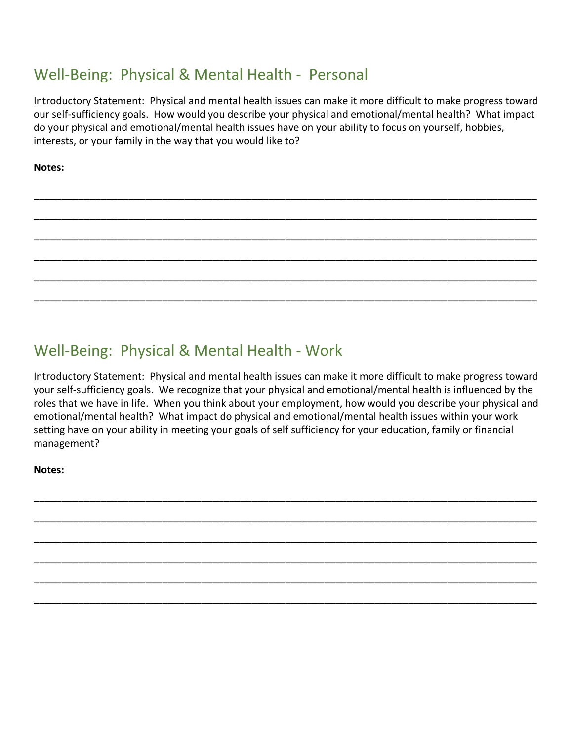## Well-Being:  Physical & Mental Health -  Personal

Introductory Statement:  Physical and mental health issues can make it more difficult to make progress toward our self-sufficiency goals.  How would you describe your physical and emotional/mental health?  What impact do your physical and emotional/mental health issues have on your ability to focus on yourself, hobbies, interests, or your family in the way that you would like to?

**Notes:**

_____________________________________________________________________________________

_____________________________________________________________________________________

_____________________________________________________________________________________

_____________________________________________________________________________________

_____________________________________________________________________________________

_____________________________________________________________________________________

## Well-Being:  Physical & Mental Health - Work

Introductory Statement:  Physical and mental health issues can make it more difficult to make progress toward your self-sufficiency goals.  We recognize that your physical and emotional/mental health is influenced by the roles that we have in life.  When you think about your employment, how would you describe your physical and emotional/mental health?  What impact do physical and emotional/mental health issues within your work setting have on your ability in meeting your goals of self sufficiency for your education, family or financial management?

**Notes:**

_____________________________________________________________________________________

_____________________________________________________________________________________

_____________________________________________________________________________________

_____________________________________________________________________________________

_____________________________________________________________________________________

_____________________________________________________________________________________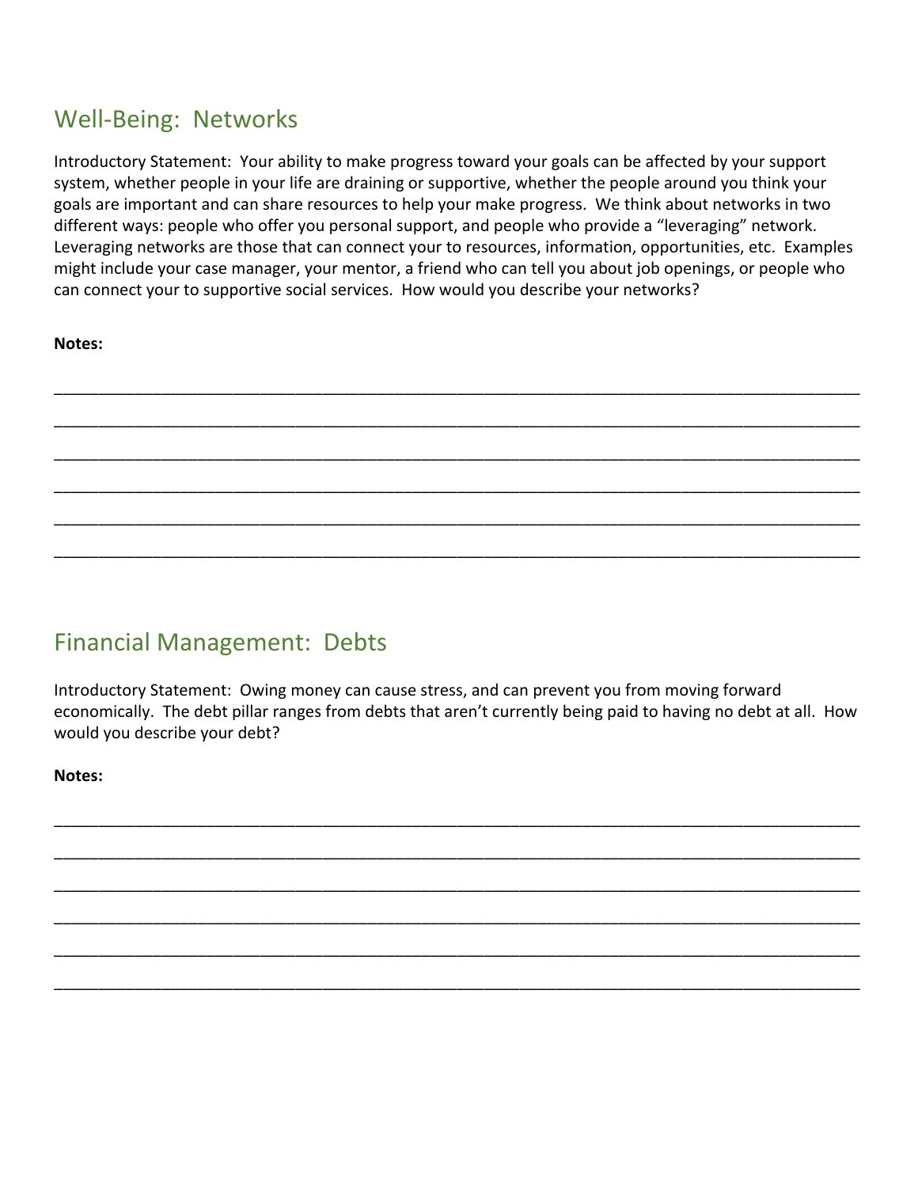## Well-Being: Networks

Introductory Statement: Your ability to make progress toward your goals can be affected by your support system, whether people in your life are draining or supportive, whether the people around you think your goals are important and can share resources to help your make progress. We think about networks in two different ways: people who offer you personal support, and people who provide a "leveraging" network. Leveraging networks are those that can connect your to resources, information, opportunities, etc. Examples might include your case manager, your mentor, a friend who can tell you about job openings, or people who can connect your to supportive social services. How would you describe your networks?

**Notes:**

______________________________________________________________________________________

______________________________________________________________________________________

______________________________________________________________________________________

______________________________________________________________________________________

______________________________________________________________________________________

______________________________________________________________________________________

## Financial Management: Debts

Introductory Statement: Owing money can cause stress, and can prevent you from moving forward economically. The debt pillar ranges from debts that aren't currently being paid to having no debt at all. How would you describe your debt?

**Notes:**

______________________________________________________________________________________

______________________________________________________________________________________

______________________________________________________________________________________

______________________________________________________________________________________

______________________________________________________________________________________

______________________________________________________________________________________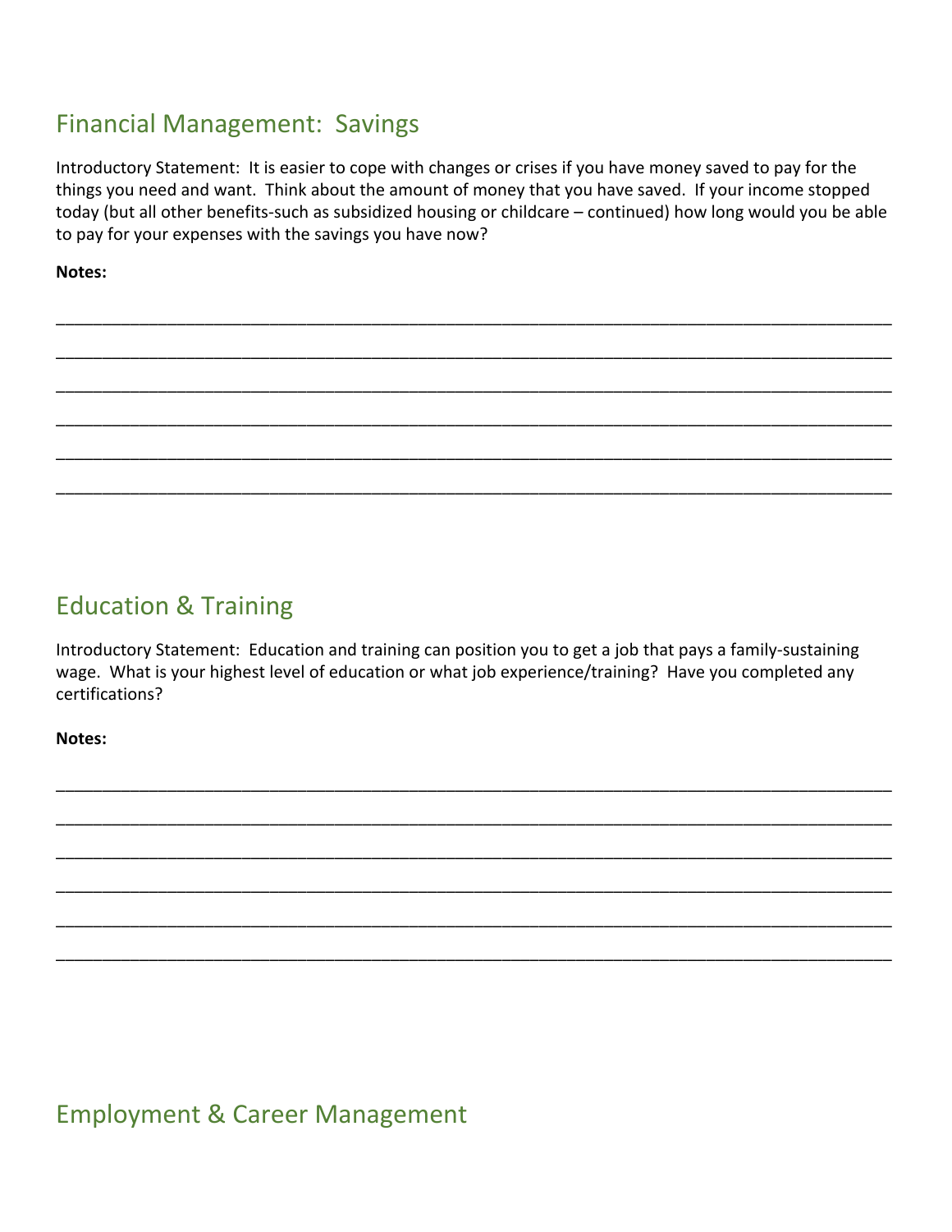## Financial Management: Savings

Introductory Statement: It is easier to cope with changes or crises if you have money saved to pay for the things you need and want. Think about the amount of money that you have saved. If your income stopped today (but all other benefits-such as subsidized housing or childcare – continued) how long would you be able to pay for your expenses with the savings you have now?

**Notes:**

\_\_\_\_\_\_\_\_\_\_\_\_\_\_\_\_\_\_\_\_\_\_\_\_\_\_\_\_\_\_\_\_\_\_\_\_\_\_\_\_\_\_\_\_\_\_\_\_\_\_\_\_\_\_\_\_\_\_\_\_\_\_\_\_\_\_\_\_\_\_\_\_\_\_\_\_\_\_\_\_\_\_\_\_\_\_

\_\_\_\_\_\_\_\_\_\_\_\_\_\_\_\_\_\_\_\_\_\_\_\_\_\_\_\_\_\_\_\_\_\_\_\_\_\_\_\_\_\_\_\_\_\_\_\_\_\_\_\_\_\_\_\_\_\_\_\_\_\_\_\_\_\_\_\_\_\_\_\_\_\_\_\_\_\_\_\_\_\_\_\_\_\_

\_\_\_\_\_\_\_\_\_\_\_\_\_\_\_\_\_\_\_\_\_\_\_\_\_\_\_\_\_\_\_\_\_\_\_\_\_\_\_\_\_\_\_\_\_\_\_\_\_\_\_\_\_\_\_\_\_\_\_\_\_\_\_\_\_\_\_\_\_\_\_\_\_\_\_\_\_\_\_\_\_\_\_\_\_\_

\_\_\_\_\_\_\_\_\_\_\_\_\_\_\_\_\_\_\_\_\_\_\_\_\_\_\_\_\_\_\_\_\_\_\_\_\_\_\_\_\_\_\_\_\_\_\_\_\_\_\_\_\_\_\_\_\_\_\_\_\_\_\_\_\_\_\_\_\_\_\_\_\_\_\_\_\_\_\_\_\_\_\_\_\_\_

\_\_\_\_\_\_\_\_\_\_\_\_\_\_\_\_\_\_\_\_\_\_\_\_\_\_\_\_\_\_\_\_\_\_\_\_\_\_\_\_\_\_\_\_\_\_\_\_\_\_\_\_\_\_\_\_\_\_\_\_\_\_\_\_\_\_\_\_\_\_\_\_\_\_\_\_\_\_\_\_\_\_\_\_\_\_

\_\_\_\_\_\_\_\_\_\_\_\_\_\_\_\_\_\_\_\_\_\_\_\_\_\_\_\_\_\_\_\_\_\_\_\_\_\_\_\_\_\_\_\_\_\_\_\_\_\_\_\_\_\_\_\_\_\_\_\_\_\_\_\_\_\_\_\_\_\_\_\_\_\_\_\_\_\_\_\_\_\_\_\_\_\_

## Education & Training

Introductory Statement: Education and training can position you to get a job that pays a family-sustaining wage. What is your highest level of education or what job experience/training? Have you completed any certifications?

**Notes:**

\_\_\_\_\_\_\_\_\_\_\_\_\_\_\_\_\_\_\_\_\_\_\_\_\_\_\_\_\_\_\_\_\_\_\_\_\_\_\_\_\_\_\_\_\_\_\_\_\_\_\_\_\_\_\_\_\_\_\_\_\_\_\_\_\_\_\_\_\_\_\_\_\_\_\_\_\_\_\_\_\_\_\_\_\_\_

\_\_\_\_\_\_\_\_\_\_\_\_\_\_\_\_\_\_\_\_\_\_\_\_\_\_\_\_\_\_\_\_\_\_\_\_\_\_\_\_\_\_\_\_\_\_\_\_\_\_\_\_\_\_\_\_\_\_\_\_\_\_\_\_\_\_\_\_\_\_\_\_\_\_\_\_\_\_\_\_\_\_\_\_\_\_

\_\_\_\_\_\_\_\_\_\_\_\_\_\_\_\_\_\_\_\_\_\_\_\_\_\_\_\_\_\_\_\_\_\_\_\_\_\_\_\_\_\_\_\_\_\_\_\_\_\_\_\_\_\_\_\_\_\_\_\_\_\_\_\_\_\_\_\_\_\_\_\_\_\_\_\_\_\_\_\_\_\_\_\_\_\_

\_\_\_\_\_\_\_\_\_\_\_\_\_\_\_\_\_\_\_\_\_\_\_\_\_\_\_\_\_\_\_\_\_\_\_\_\_\_\_\_\_\_\_\_\_\_\_\_\_\_\_\_\_\_\_\_\_\_\_\_\_\_\_\_\_\_\_\_\_\_\_\_\_\_\_\_\_\_\_\_\_\_\_\_\_\_

\_\_\_\_\_\_\_\_\_\_\_\_\_\_\_\_\_\_\_\_\_\_\_\_\_\_\_\_\_\_\_\_\_\_\_\_\_\_\_\_\_\_\_\_\_\_\_\_\_\_\_\_\_\_\_\_\_\_\_\_\_\_\_\_\_\_\_\_\_\_\_\_\_\_\_\_\_\_\_\_\_\_\_\_\_\_

\_\_\_\_\_\_\_\_\_\_\_\_\_\_\_\_\_\_\_\_\_\_\_\_\_\_\_\_\_\_\_\_\_\_\_\_\_\_\_\_\_\_\_\_\_\_\_\_\_\_\_\_\_\_\_\_\_\_\_\_\_\_\_\_\_\_\_\_\_\_\_\_\_\_\_\_\_\_\_\_\_\_\_\_\_\_

## Employment & Career Management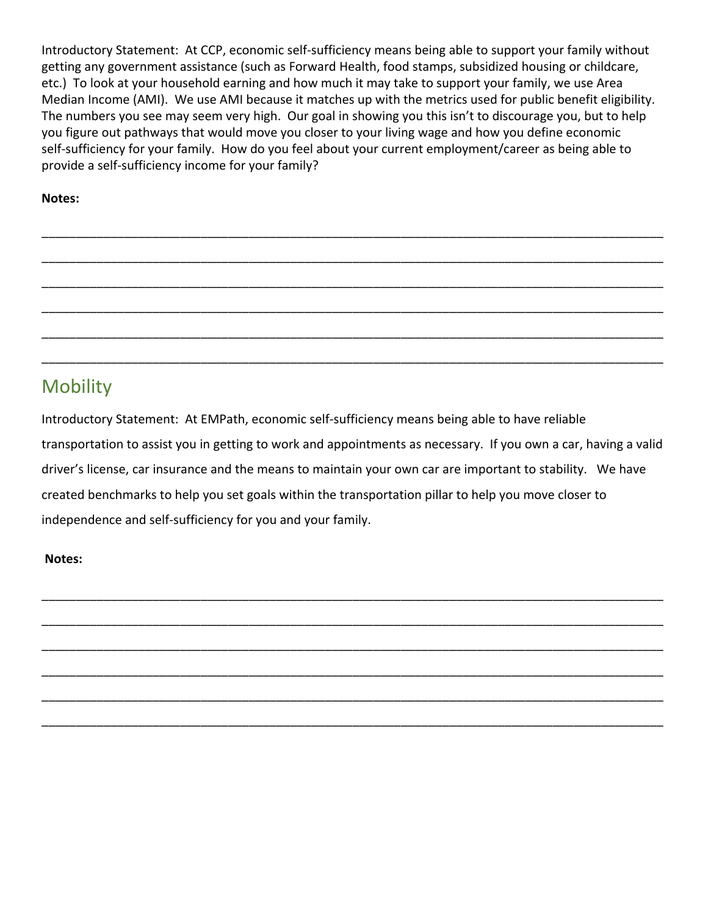Introductory Statement: At CCP, economic self-sufficiency means being able to support your family without getting any government assistance (such as Forward Health, food stamps, subsidized housing or childcare, etc.) To look at your household earning and how much it may take to support your family, we use Area Median Income (AMI). We use AMI because it matches up with the metrics used for public benefit eligibility. The numbers you see may seem very high. Our goal in showing you this isn't to discourage you, but to help you figure out pathways that would move you closer to your living wage and how you define economic self-sufficiency for your family. How do you feel about your current employment/career as being able to provide a self-sufficiency income for your family?

**Notes:**

_______________________________________________________________________________________

_______________________________________________________________________________________

_______________________________________________________________________________________

_______________________________________________________________________________________

_______________________________________________________________________________________

_______________________________________________________________________________________

## Mobility

Introductory Statement: At EMPath, economic self-sufficiency means being able to have reliable transportation to assist you in getting to work and appointments as necessary. If you own a car, having a valid driver's license, car insurance and the means to maintain your own car are important to stability. We have created benchmarks to help you set goals within the transportation pillar to help you move closer to independence and self-sufficiency for you and your family.

**Notes:**

_______________________________________________________________________________________

_______________________________________________________________________________________

_______________________________________________________________________________________

_______________________________________________________________________________________

_______________________________________________________________________________________

_______________________________________________________________________________________